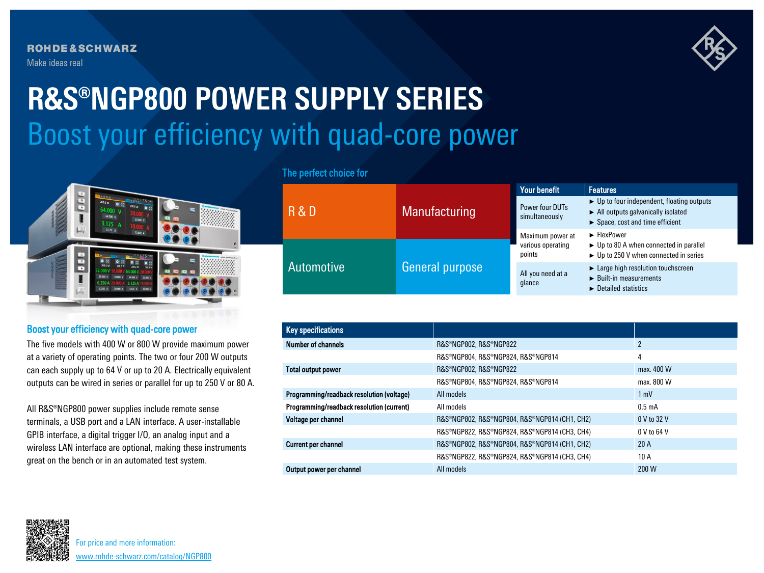ROHDE&SCHWARZ

Make ideas real

# R&S®NGP800 POWER SUPPLY SERIES

## Boost your efficiency with quad-core power

### The perfect choice for

| | |
|---|---|
| R & D | Manufacturing |
| Automotive | General purpose |

| Your benefit | Features |
|---|---|
| Power four DUTs simultaneously | ► Up to four independent, floating outputs<br>► All outputs galvanically isolated<br>► Space, cost and time efficient |
| Maximum power at various operating points | ► FlexPower<br>► Up to 80 A when connected in parallel<br>► Up to 250 V when connected in series |
| All you need at a glance | ► Large high resolution touchscreen<br>► Built-in measurements<br>► Detailed statistics |

### Boost your efficiency with quad-core power

The five models with 400 W or 800 W provide maximum power at a variety of operating points. The two or four 200 W outputs can each supply up to 64 V or up to 20 A. Electrically equivalent outputs can be wired in series or parallel for up to 250 V or 80 A.

All R&S®NGP800 power supplies include remote sense terminals, a USB port and a LAN interface. A user-installable GPIB interface, a digital trigger I/O, an analog input and a wireless LAN interface are optional, making these instruments great on the bench or in an automated test system.

| Key specifications | | |
|---|---|---|
| Number of channels | R&S®NGP802, R&S®NGP822 | 2 |
| | R&S®NGP804, R&S®NGP824, R&S®NGP814 | 4 |
| Total output power | R&S®NGP802, R&S®NGP822 | max. 400 W |
| | R&S®NGP804, R&S®NGP824, R&S®NGP814 | max. 800 W |
| Programming/readback resolution (voltage) | All models | 1 mV |
| Programming/readback resolution (current) | All models | 0.5 mA |
| Voltage per channel | R&S®NGP802, R&S®NGP804, R&S®NGP814 (CH1, CH2) | 0 V to 32 V |
| | R&S®NGP822, R&S®NGP824, R&S®NGP814 (CH3, CH4) | 0 V to 64 V |
| Current per channel | R&S®NGP802, R&S®NGP804, R&S®NGP814 (CH1, CH2) | 20 A |
| | R&S®NGP822, R&S®NGP824, R&S®NGP814 (CH3, CH4) | 10 A |
| Output power per channel | All models | 200 W |

For price and more information:
www.rohde-schwarz.com/catalog/NGP800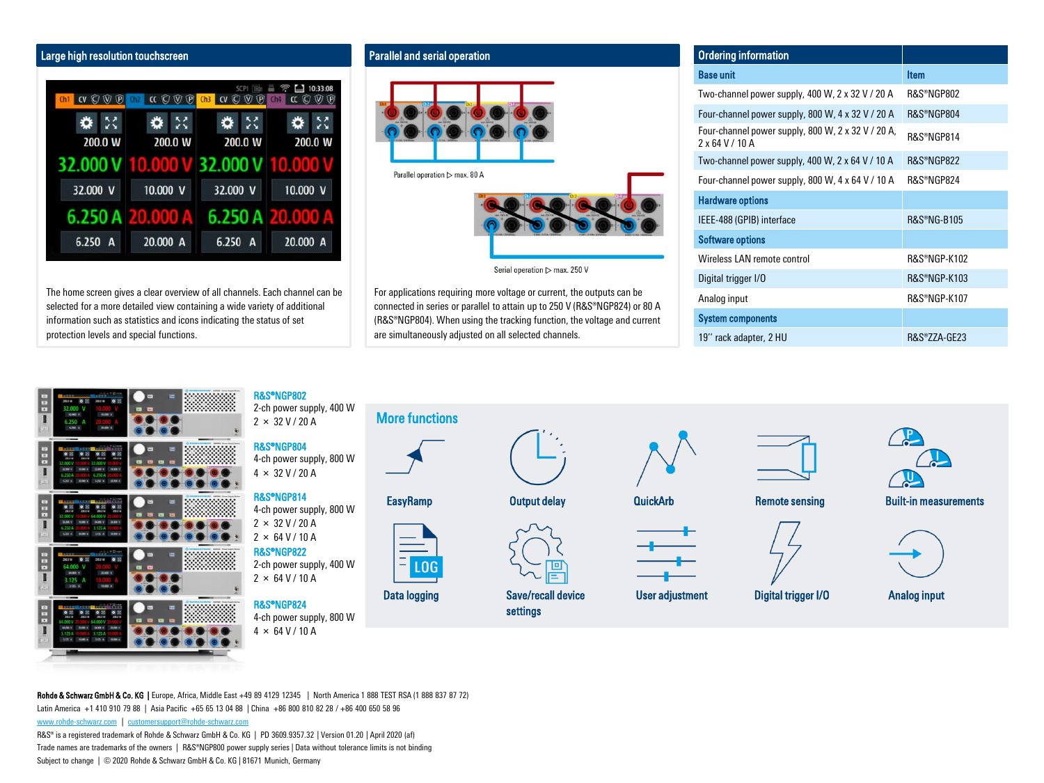## Large high resolution touchscreen

The home screen gives a clear overview of all channels. Each channel can be selected for a more detailed view containing a wide variety of additional information such as statistics and icons indicating the status of set protection levels and special functions.

## Parallel and serial operation

Parallel operation ▷ max. 80 A

Serial operation ▷ max. 250 V

For applications requiring more voltage or current, the outputs can be connected in series or parallel to attain up to 250 V (R&S®NGP824) or 80 A (R&S®NGP804). When using the tracking function, the voltage and current are simultaneously adjusted on all selected channels.

## Ordering information

| Base unit | Item |
|---|---|
| Two-channel power supply, 400 W, 2 x 32 V / 20 A | R&S®NGP802 |
| Four-channel power supply, 800 W, 4 x 32 V / 20 A | R&S®NGP804 |
| Four-channel power supply, 800 W, 2 x 32 V / 20 A, 2 x 64 V / 10 A | R&S®NGP814 |
| Two-channel power supply, 400 W, 2 x 64 V / 10 A | R&S®NGP822 |
| Four-channel power supply, 800 W, 4 x 64 V / 10 A | R&S®NGP824 |
| **Hardware options** | |
| IEEE-488 (GPIB) interface | R&S®NG-B105 |
| **Software options** | |
| Wireless LAN remote control | R&S®NGP-K102 |
| Digital trigger I/O | R&S®NGP-K103 |
| Analog input | R&S®NGP-K107 |
| **System components** | |
| 19" rack adapter, 2 HU | R&S®ZZA-GE23 |

**R&S®NGP802**
2-ch power supply, 400 W
2 × 32 V / 20 A

**R&S®NGP804**
4-ch power supply, 800 W
4 × 32 V / 20 A

**R&S®NGP814**
4-ch power supply, 800 W
2 × 32 V / 20 A
2 × 64 V / 10 A

**R&S®NGP822**
2-ch power supply, 400 W
2 × 64 V / 10 A

**R&S®NGP824**
4-ch power supply, 800 W
4 × 64 V / 10 A

## More functions

- EasyRamp
- Output delay
- QuickArb
- Remote sensing
- Built-in measurements
- Data logging
- Save/recall device settings
- User adjustment
- Digital trigger I/O
- Analog input

**Rohde & Schwarz GmbH & Co. KG** | Europe, Africa, Middle East +49 89 4129 12345 | North America 1 888 TEST RSA (1 888 837 87 72)
Latin America +1 410 910 79 88 | Asia Pacific +65 65 13 04 88 | China +86 800 810 82 28 / +86 400 650 58 96
www.rohde-schwarz.com | customersupport@rohde-schwarz.com
R&S® is a registered trademark of Rohde & Schwarz GmbH & Co. KG | PD 3609.9357.32 | Version 01.20 | April 2020 (af)
Trade names are trademarks of the owners | R&S®NGP800 power supply series | Data without tolerance limits is not binding
Subject to change | © 2020 Rohde & Schwarz GmbH & Co. KG | 81671 Munich, Germany